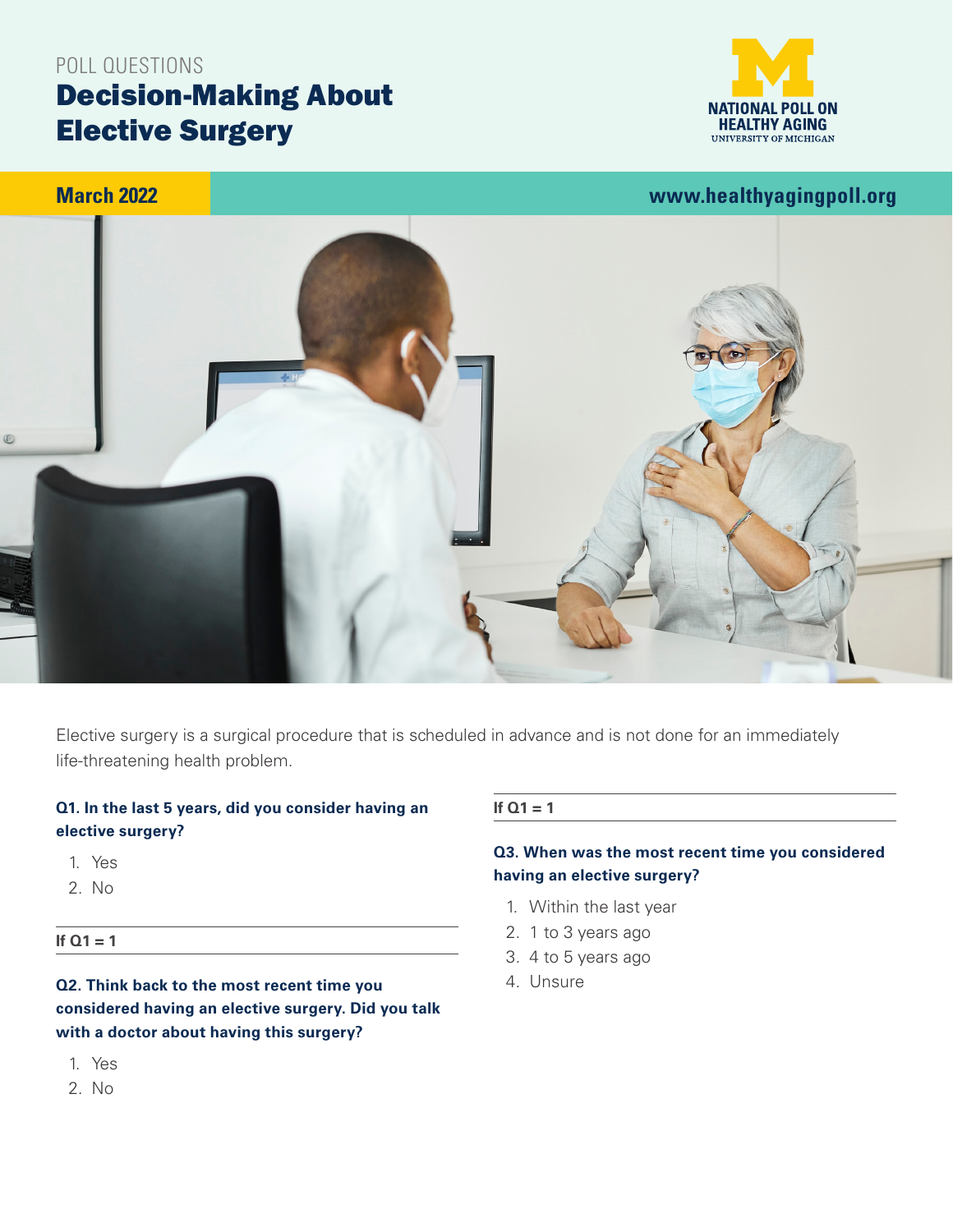POLL QUESTIONS

# Decision-Making About Elective Surgery

NATIONAL POLL ON HEALTHY AGING
UNIVERSITY OF MICHIGAN

**March 2022** | **www.healthyagingpoll.org**

Elective surgery is a surgical procedure that is scheduled in advance and is not done for an immediately life-threatening health problem.

**Q1. In the last 5 years, did you consider having an elective surgery?**

1. Yes
2. No

---

**If Q1 = 1**

---

**Q2. Think back to the most recent time you considered having an elective surgery. Did you talk with a doctor about having this surgery?**

1. Yes
2. No

---

**If Q1 = 1**

---

**Q3. When was the most recent time you considered having an elective surgery?**

1. Within the last year
2. 1 to 3 years ago
3. 4 to 5 years ago
4. Unsure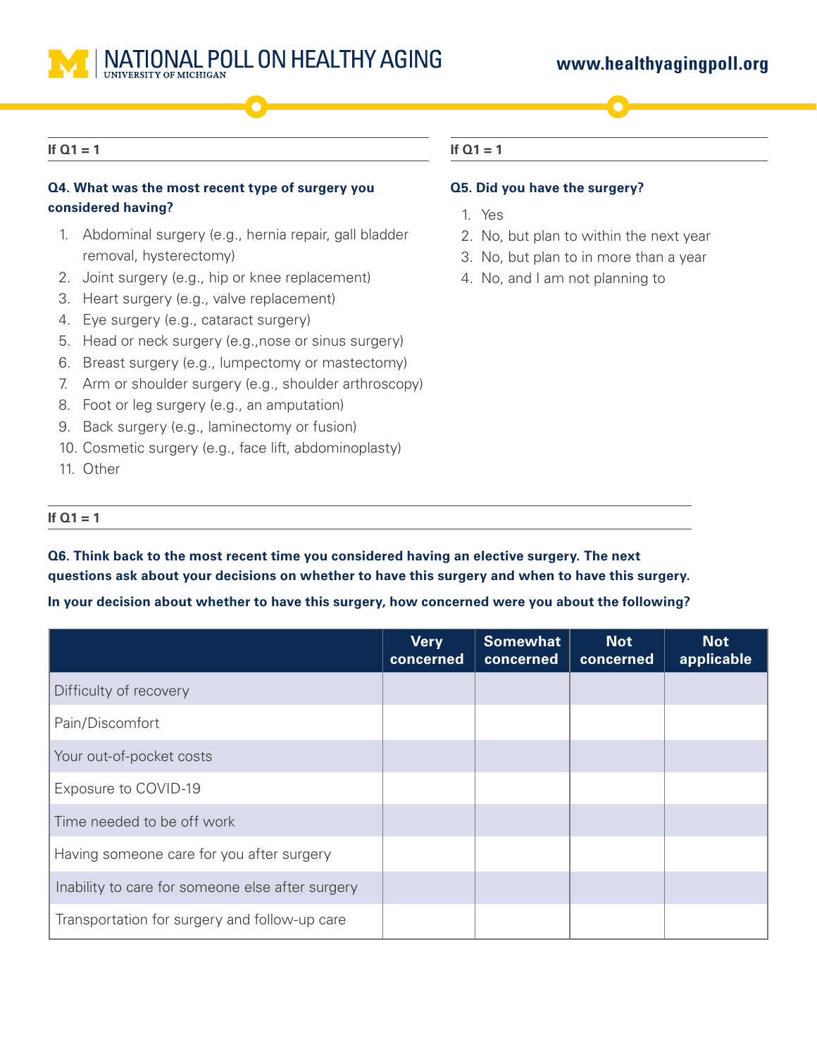**If Q1 = 1**

**Q4. What was the most recent type of survey you considered having?**

1. Abdominal surgery (e.g., hernia repair, gall bladder removal, hysterectomy)
2. Joint surgery (e.g., hip or knee replacement)
3. Heart surgery (e.g., valve replacement)
4. Eye surgery (e.g., cataract surgery)
5. Head or neck surgery (e.g.,nose or sinus surgery)
6. Breast surgery (e.g., lumpectomy or mastectomy)
7. Arm or shoulder surgery (e.g., shoulder arthroscopy)
8. Foot or leg surgery (e.g., an amputation)
9. Back surgery (e.g., laminectomy or fusion)
10. Cosmetic surgery (e.g., face lift, abdominoplasty)
11. Other

**If Q1 = 1**

**Q5. Did you have the surgery?**

1. Yes
2. No, but plan to within the next year
3. No, but plan to in more than a year
4. No, and I am not planning to

**If Q1 = 1**

**Q6. Think back to the most recent time you considered having an elective surgery. The next questions ask about your decisions on whether to have this surgery and when to have this surgery.**

**In your decision about whether to have this surgery, how concerned were you about the following?**

| | Very concerned | Somewhat concerned | Not concerned | Not applicable |
|---|---|---|---|---|
| Difficulty of recovery | | | | |
| Pain/Discomfort | | | | |
| Your out-of-pocket costs | | | | |
| Exposure to COVID-19 | | | | |
| Time needed to be off work | | | | |
| Having someone care for you after surgery | | | | |
| Inability to care for someone else after surgery | | | | |
| Transportation for surgery and follow-up care | | | | |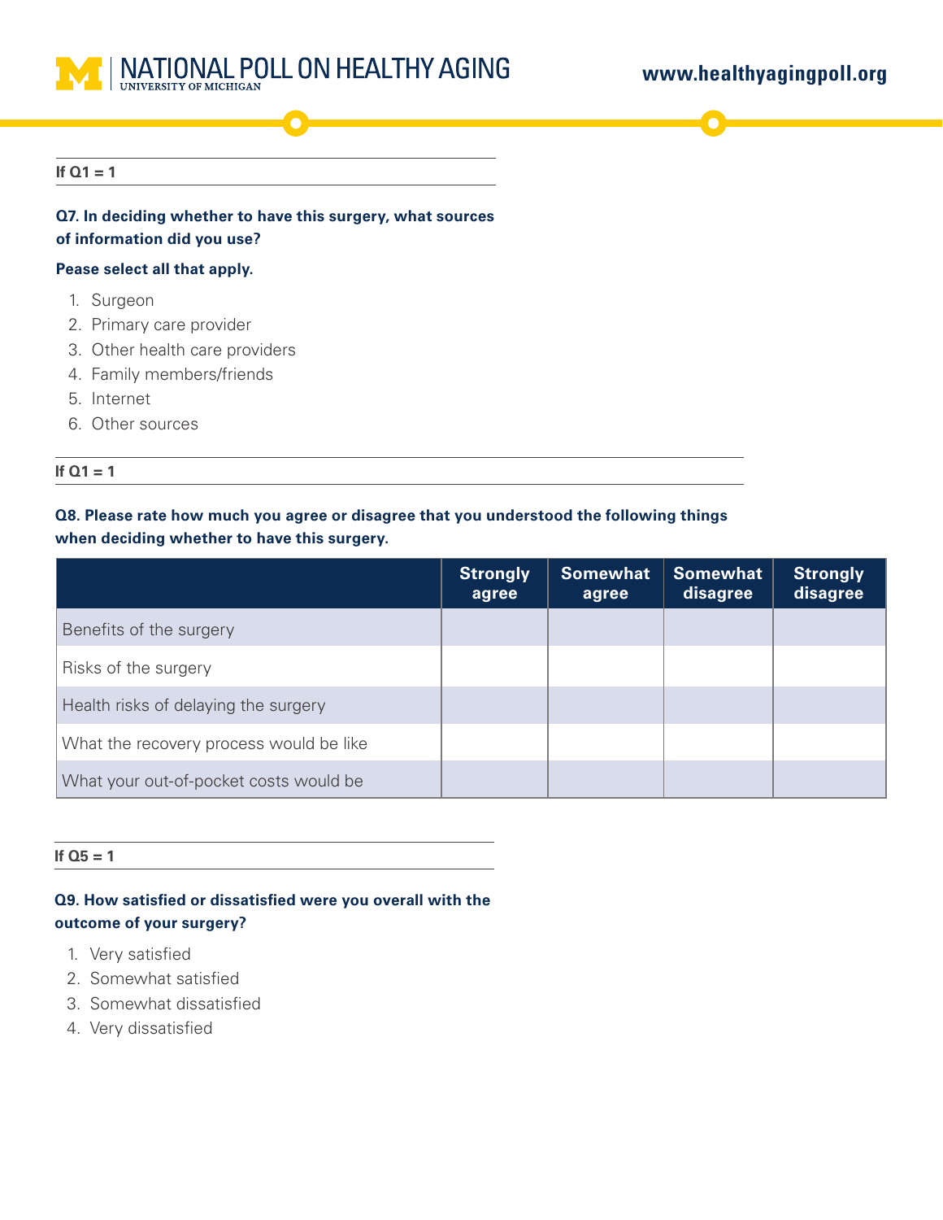**If Q1 = 1**

**Q7. In deciding whether to have this surgery, what sources of information did you use?**

**Pease select all that apply.**

1. Surgeon
2. Primary care provider
3. Other health care providers
4. Family members/friends
5. Internet
6. Other sources

**If Q1 = 1**

**Q8. Please rate how much you agree or disagree that you understood the following things when deciding whether to have this surgery.**

| | Strongly agree | Somewhat agree | Somewhat disagree | Strongly disagree |
|---|---|---|---|---|
| Benefits of the surgery | | | | |
| Risks of the surgery | | | | |
| Health risks of delaying the surgery | | | | |
| What the recovery process would be like | | | | |
| What your out-of-pocket costs would be | | | | |

**If Q5 = 1**

**Q9. How satisfied or dissatisfied were you overall with the outcome of your surgery?**

1. Very satisfied
2. Somewhat satisfied
3. Somewhat dissatisfied
4. Very dissatisfied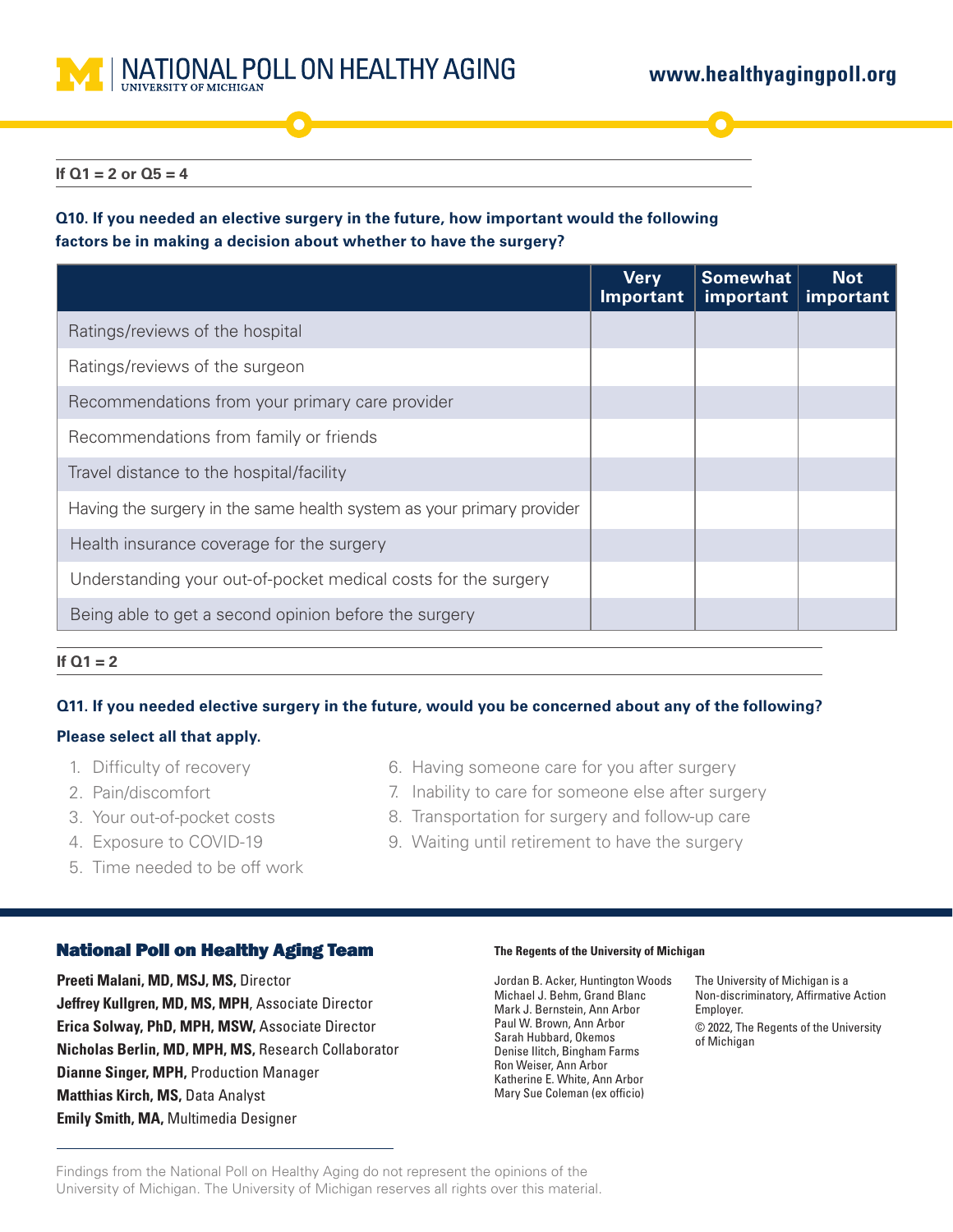**If Q1 = 2 or Q5 = 4**

**Q10. If you needed an elective surgery in the future, how important would the following factors be in making a decision about whether to have the surgery?**

| | Very Important | Somewhat important | Not important |
|---|---|---|---|
| Ratings/reviews of the hospital | | | |
| Ratings/reviews of the surgeon | | | |
| Recommendations from your primary care provider | | | |
| Recommendations from family or friends | | | |
| Travel distance to the hospital/facility | | | |
| Having the surgery in the same health system as your primary provider | | | |
| Health insurance coverage for the surgery | | | |
| Understanding your out-of-pocket medical costs for the surgery | | | |
| Being able to get a second opinion before the surgery | | | |

**If Q1 = 2**

**Q11. If you needed elective surgery in the future, would you be concerned about any of the following?**

**Please select all that apply.**

1. Difficulty of recovery
2. Pain/discomfort
3. Your out-of-pocket costs
4. Exposure to COVID-19
5. Time needed to be off work
6. Having someone care for you after surgery
7. Inability to care for someone else after surgery
8. Transportation for surgery and follow-up care
9. Waiting until retirement to have the surgery

## National Poll on Healthy Aging Team

**Preeti Malani, MD, MSJ, MS,** Director
**Jeffrey Kullgren, MD, MS, MPH,** Associate Director
**Erica Solway, PhD, MPH, MSW,** Associate Director
**Nicholas Berlin, MD, MPH, MS,** Research Collaborator
**Dianne Singer, MPH,** Production Manager
**Matthias Kirch, MS,** Data Analyst
**Emily Smith, MA,** Multimedia Designer

**The Regents of the University of Michigan**

Jordan B. Acker, Huntington Woods
Michael J. Behm, Grand Blanc
Mark J. Bernstein, Ann Arbor
Paul W. Brown, Ann Arbor
Sarah Hubbard, Okemos
Denise Ilitch, Bingham Farms
Ron Weiser, Ann Arbor
Katherine E. White, Ann Arbor
Mary Sue Coleman (ex officio)

The University of Michigan is a Non-discriminatory, Affirmative Action Employer.

© 2022, The Regents of the University of Michigan

Findings from the National Poll on Healthy Aging do not represent the opinions of the University of Michigan. The University of Michigan reserves all rights over this material.